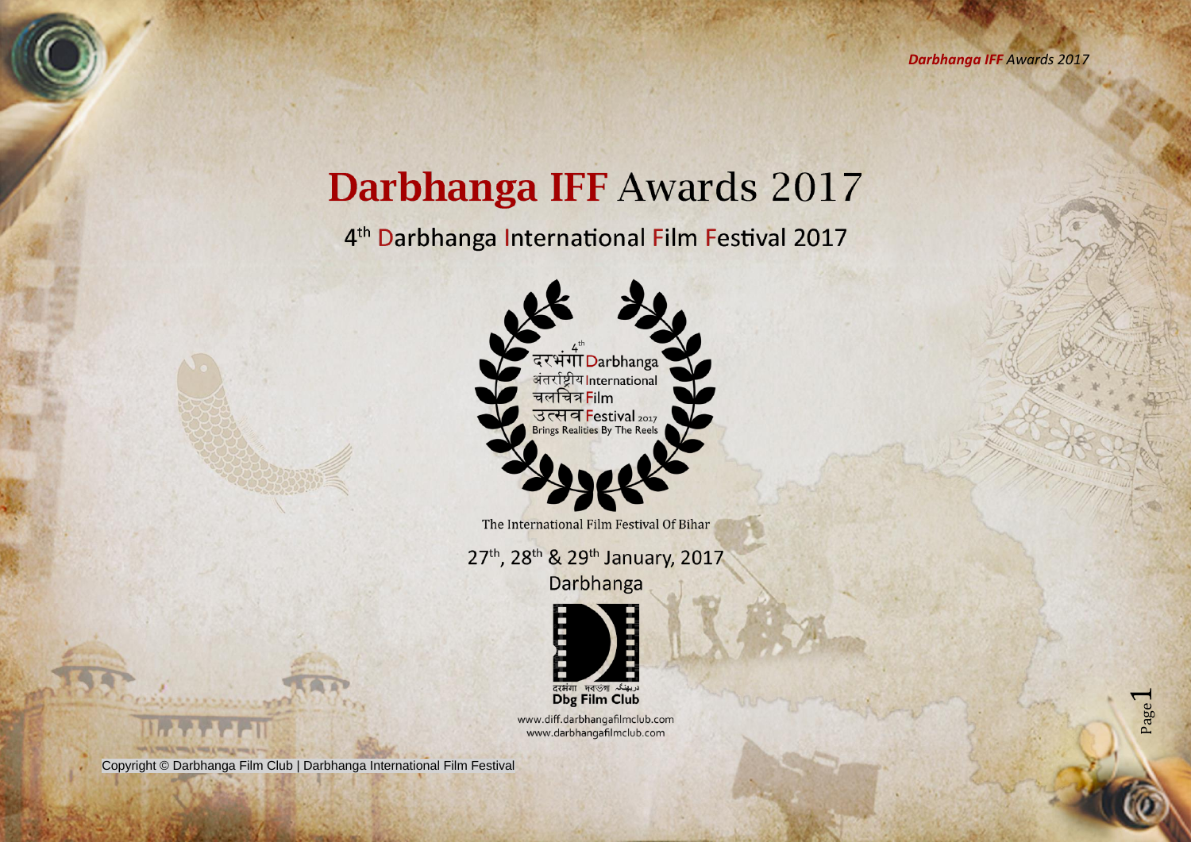# Darbhanga IFF Awards 2017

## 4th Darbhanga International Film Festival 2017

4th
दरभंगा Darbhanga
अंतर्राष्ट्रीय International
चलचित्र Film
उत्सव Festival 2017
Brings Realities By The Reels

The International Film Festival Of Bihar

27th, 28th & 29th January, 2017

Darbhanga

दरभंगा দরভঙ্গা دربھنگہ
**Dbg Film Club**

www.diff.darbhangafilmclub.com
www.darbhangafilmclub.com

Copyright © Darbhanga Film Club | Darbhanga International Film Festival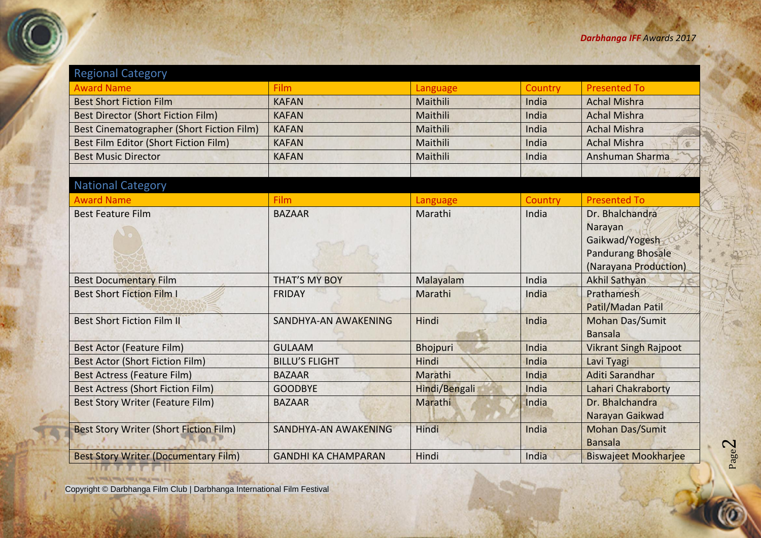## Regional Category

| Award Name | Film | Language | Country | Presented To |
|---|---|---|---|---|
| Best Short Fiction Film | KAFAN | Maithili | India | Achal Mishra |
| Best Director (Short Fiction Film) | KAFAN | Maithili | India | Achal Mishra |
| Best Cinematographer (Short Fiction Film) | KAFAN | Maithili | India | Achal Mishra |
| Best Film Editor (Short Fiction Film) | KAFAN | Maithili | India | Achal Mishra |
| Best Music Director | KAFAN | Maithili | India | Anshuman Sharma |

## National Category

| Award Name | Film | Language | Country | Presented To |
|---|---|---|---|---|
| Best Feature Film | BAZAAR | Marathi | India | Dr. Bhalchandra Narayan Gaikwad/Yogesh Pandurang Bhosale (Narayana Production) |
| Best Documentary Film | THAT'S MY BOY | Malayalam | India | Akhil Sathyan |
| Best Short Fiction Film I | FRIDAY | Marathi | India | Prathamesh Patil/Madan Patil |
| Best Short Fiction Film II | SANDHYA-AN AWAKENING | Hindi | India | Mohan Das/Sumit Bansala |
| Best Actor (Feature Film) | GULAAM | Bhojpuri | India | Vikrant Singh Rajpoot |
| Best Actor (Short Fiction Film) | BILLU'S FLIGHT | Hindi | India | Lavi Tyagi |
| Best Actress (Feature Film) | BAZAAR | Marathi | India | Aditi Sarandhar |
| Best Actress (Short Fiction Film) | GOODBYE | Hindi/Bengali | India | Lahari Chakraborty |
| Best Story Writer (Feature Film) | BAZAAR | Marathi | India | Dr. Bhalchandra Narayan Gaikwad |
| Best Story Writer (Short Fiction Film) | SANDHYA-AN AWAKENING | Hindi | India | Mohan Das/Sumit Bansala |
| Best Story Writer (Documentary Film) | GANDHI KA CHAMPARAN | Hindi | India | Biswajeet Mookharjee |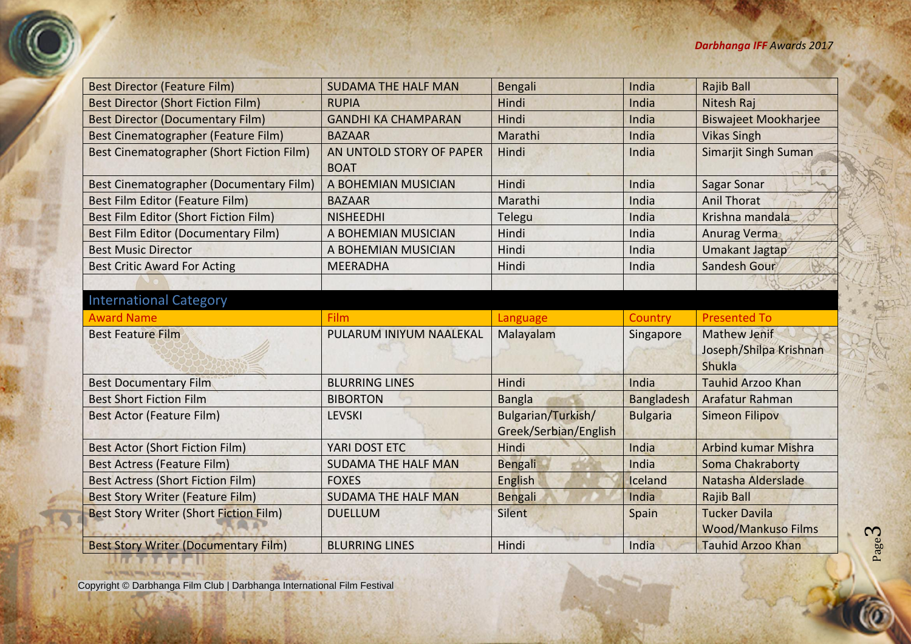| Best Director (Feature Film) | SUDAMA THE HALF MAN | Bengali | India | Rajib Ball |
|---|---|---|---|---|
| Best Director (Short Fiction Film) | RUPIA | Hindi | India | Nitesh Raj |
| Best Director (Documentary Film) | GANDHI KA CHAMPARAN | Hindi | India | Biswajeet Mookharjee |
| Best Cinematographer (Feature Film) | BAZAAR | Marathi | India | Vikas Singh |
| Best Cinematographer (Short Fiction Film) | AN UNTOLD STORY OF PAPER BOAT | Hindi | India | Simarjit Singh Suman |
| Best Cinematographer (Documentary Film) | A BOHEMIAN MUSICIAN | Hindi | India | Sagar Sonar |
| Best Film Editor (Feature Film) | BAZAAR | Marathi | India | Anil Thorat |
| Best Film Editor (Short Fiction Film) | NISHEEDHI | Telegu | India | Krishna mandala |
| Best Film Editor (Documentary Film) | A BOHEMIAN MUSICIAN | Hindi | India | Anurag Verma |
| Best Music Director | A BOHEMIAN MUSICIAN | Hindi | India | Umakant Jagtap |
| Best Critic Award For Acting | MEERADHA | Hindi | India | Sandesh Gour |
| | | | | |

## International Category

| Award Name | Film | Language | Country | Presented To |
|---|---|---|---|---|
| Best Feature Film | PULARUM INIYUM NAALEKAL | Malayalam | Singapore | Mathew Jenif Joseph/Shilpa Krishnan Shukla |
| Best Documentary Film | BLURRING LINES | Hindi | India | Tauhid Arzoo Khan |
| Best Short Fiction Film | BIBORTON | Bangla | Bangladesh | Arafatur Rahman |
| Best Actor (Feature Film) | LEVSKI | Bulgarian/Turkish/ Greek/Serbian/English | Bulgaria | Simeon Filipov |
| Best Actor (Short Fiction Film) | YARI DOST ETC | Hindi | India | Arbind kumar Mishra |
| Best Actress (Feature Film) | SUDAMA THE HALF MAN | Bengali | India | Soma Chakraborty |
| Best Actress (Short Fiction Film) | FOXES | English | Iceland | Natasha Alderslade |
| Best Story Writer (Feature Film) | SUDAMA THE HALF MAN | Bengali | India | Rajib Ball |
| Best Story Writer (Short Fiction Film) | DUELLUM | Silent | Spain | Tucker Davila Wood/Mankuso Films |
| Best Story Writer (Documentary Film) | BLURRING LINES | Hindi | India | Tauhid Arzoo Khan |

Copyright © Darbhanga Film Club | Darbhanga International Film Festival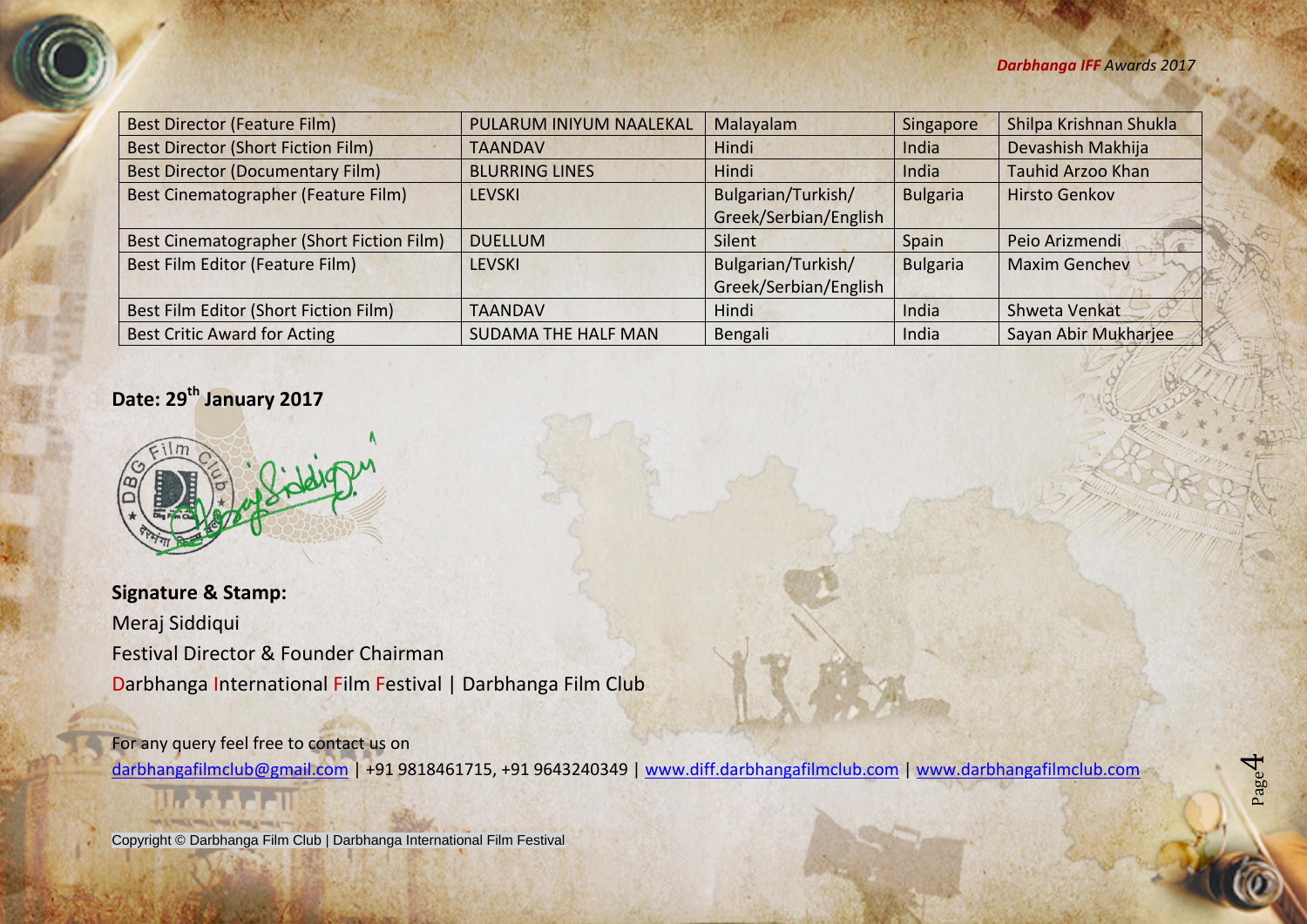| | | | | |
|---|---|---|---|---|
| Best Director (Feature Film) | PULARUM INIYUM NAALEKAL | Malayalam | Singapore | Shilpa Krishnan Shukla |
| Best Director (Short Fiction Film) | TAANDAV | Hindi | India | Devashish Makhija |
| Best Director (Documentary Film) | BLURRING LINES | Hindi | India | Tauhid Arzoo Khan |
| Best Cinematographer (Feature Film) | LEVSKI | Bulgarian/Turkish/ Greek/Serbian/English | Bulgaria | Hirsto Genkov |
| Best Cinematographer (Short Fiction Film) | DUELLUM | Silent | Spain | Peio Arizmendi |
| Best Film Editor (Feature Film) | LEVSKI | Bulgarian/Turkish/ Greek/Serbian/English | Bulgaria | Maxim Genchev |
| Best Film Editor (Short Fiction Film) | TAANDAV | Hindi | India | Shweta Venkat |
| Best Critic Award for Acting | SUDAMA THE HALF MAN | Bengali | India | Sayan Abir Mukharjee |

**Date: 29th January 2017**

**Signature & Stamp:**

Meraj Siddiqui

Festival Director & Founder Chairman

Darbhanga International Film Festival | Darbhanga Film Club

For any query feel free to contact us on

darbhangafilmclub@gmail.com | +91 9818461715, +91 9643240349 | www.diff.darbhangafilmclub.com | www.darbhangafilmclub.com

Copyright © Darbhanga Film Club | Darbhanga International Film Festival